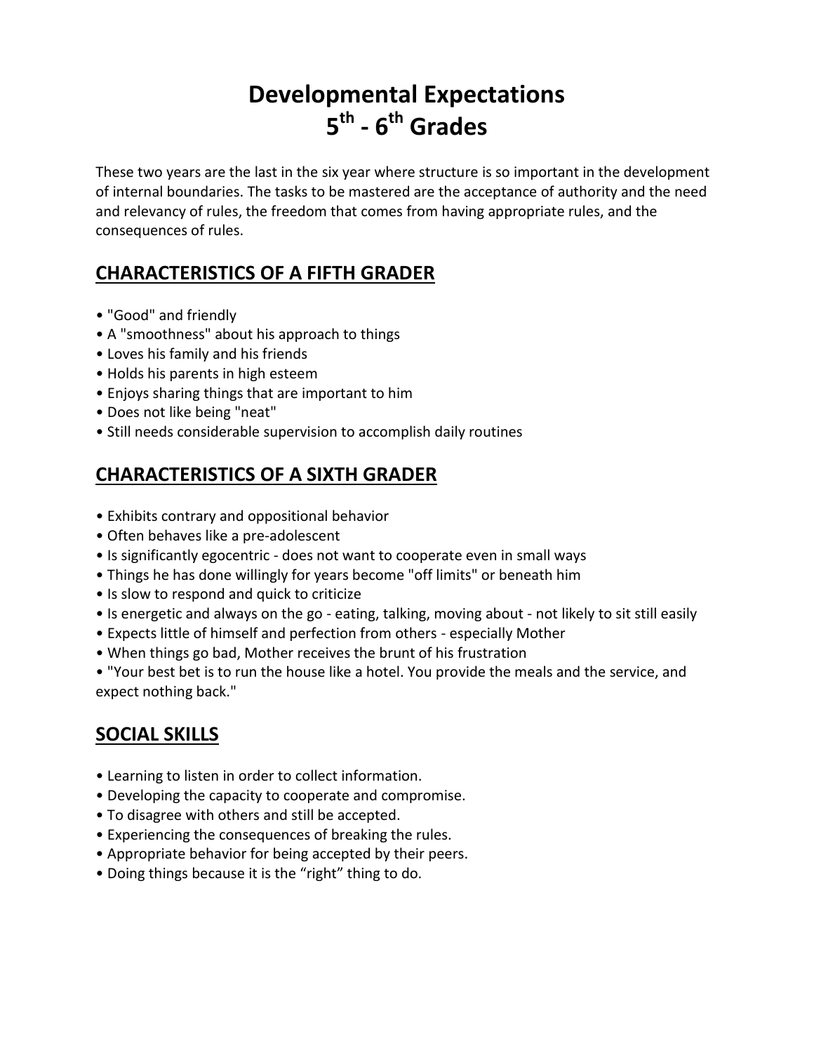# Developmental Expectations
# 5th - 6th Grades

These two years are the last in the six year where structure is so important in the development of internal boundaries. The tasks to be mastered are the acceptance of authority and the need and relevancy of rules, the freedom that comes from having appropriate rules, and the consequences of rules.

## CHARACTERISTICS OF A FIFTH GRADER

- "Good" and friendly
- A "smoothness" about his approach to things
- Loves his family and his friends
- Holds his parents in high esteem
- Enjoys sharing things that are important to him
- Does not like being "neat"
- Still needs considerable supervision to accomplish daily routines

## CHARACTERISTICS OF A SIXTH GRADER

- Exhibits contrary and oppositional behavior
- Often behaves like a pre-adolescent
- Is significantly egocentric - does not want to cooperate even in small ways
- Things he has done willingly for years become "off limits" or beneath him
- Is slow to respond and quick to criticize
- Is energetic and always on the go - eating, talking, moving about - not likely to sit still easily
- Expects little of himself and perfection from others - especially Mother
- When things go bad, Mother receives the brunt of his frustration
- "Your best bet is to run the house like a hotel. You provide the meals and the service, and expect nothing back."

## SOCIAL SKILLS

- Learning to listen in order to collect information.
- Developing the capacity to cooperate and compromise.
- To disagree with others and still be accepted.
- Experiencing the consequences of breaking the rules.
- Appropriate behavior for being accepted by their peers.
- Doing things because it is the "right" thing to do.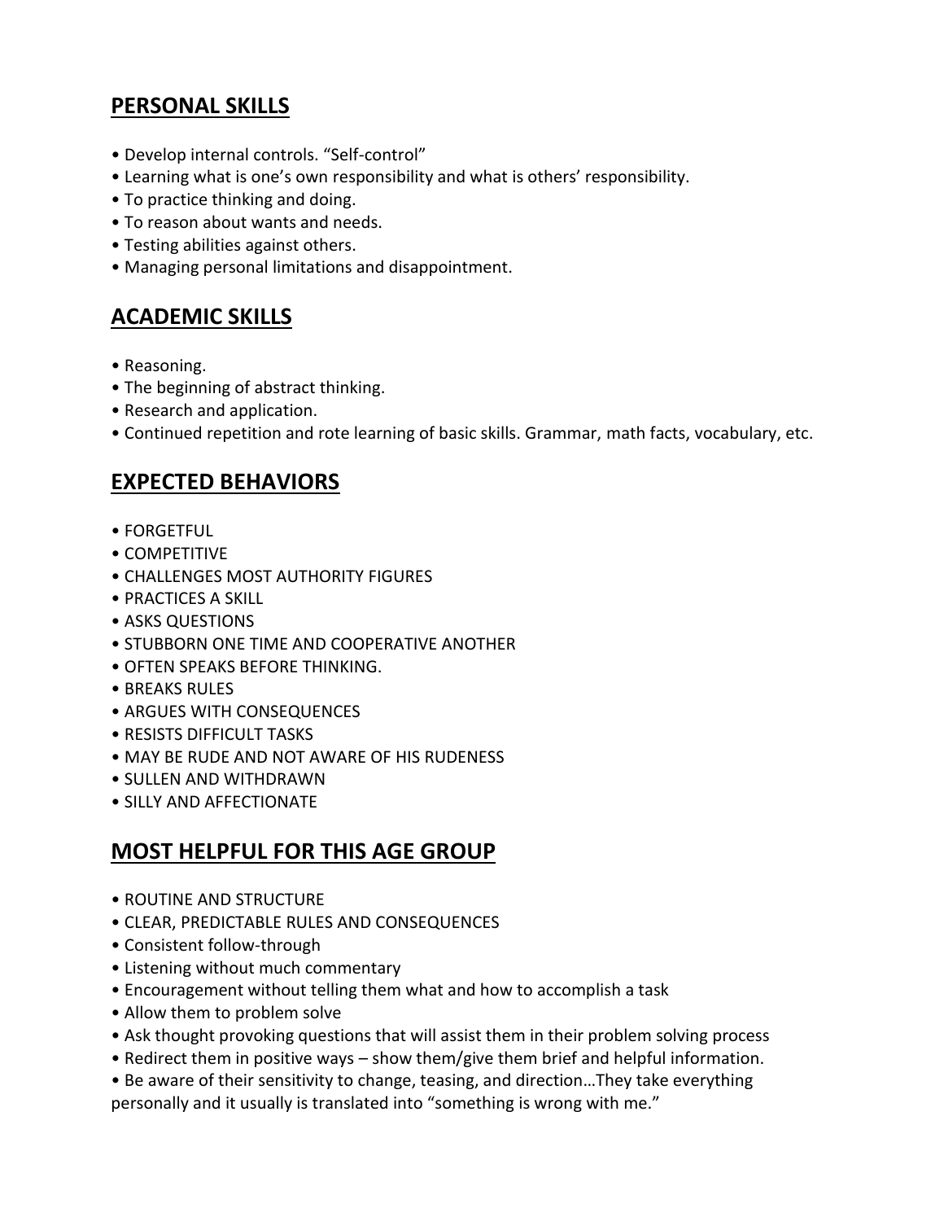## PERSONAL SKILLS

- Develop internal controls. "Self-control"
- Learning what is one's own responsibility and what is others' responsibility.
- To practice thinking and doing.
- To reason about wants and needs.
- Testing abilities against others.
- Managing personal limitations and disappointment.

## ACADEMIC SKILLS

- Reasoning.
- The beginning of abstract thinking.
- Research and application.
- Continued repetition and rote learning of basic skills. Grammar, math facts, vocabulary, etc.

## EXPECTED BEHAVIORS

- FORGETFUL
- COMPETITIVE
- CHALLENGES MOST AUTHORITY FIGURES
- PRACTICES A SKILL
- ASKS QUESTIONS
- STUBBORN ONE TIME AND COOPERATIVE ANOTHER
- OFTEN SPEAKS BEFORE THINKING.
- BREAKS RULES
- ARGUES WITH CONSEQUENCES
- RESISTS DIFFICULT TASKS
- MAY BE RUDE AND NOT AWARE OF HIS RUDENESS
- SULLEN AND WITHDRAWN
- SILLY AND AFFECTIONATE

## MOST HELPFUL FOR THIS AGE GROUP

- ROUTINE AND STRUCTURE
- CLEAR, PREDICTABLE RULES AND CONSEQUENCES
- Consistent follow-through
- Listening without much commentary
- Encouragement without telling them what and how to accomplish a task
- Allow them to problem solve
- Ask thought provoking questions that will assist them in their problem solving process
- Redirect them in positive ways – show them/give them brief and helpful information.
- Be aware of their sensitivity to change, teasing, and direction…They take everything personally and it usually is translated into "something is wrong with me."